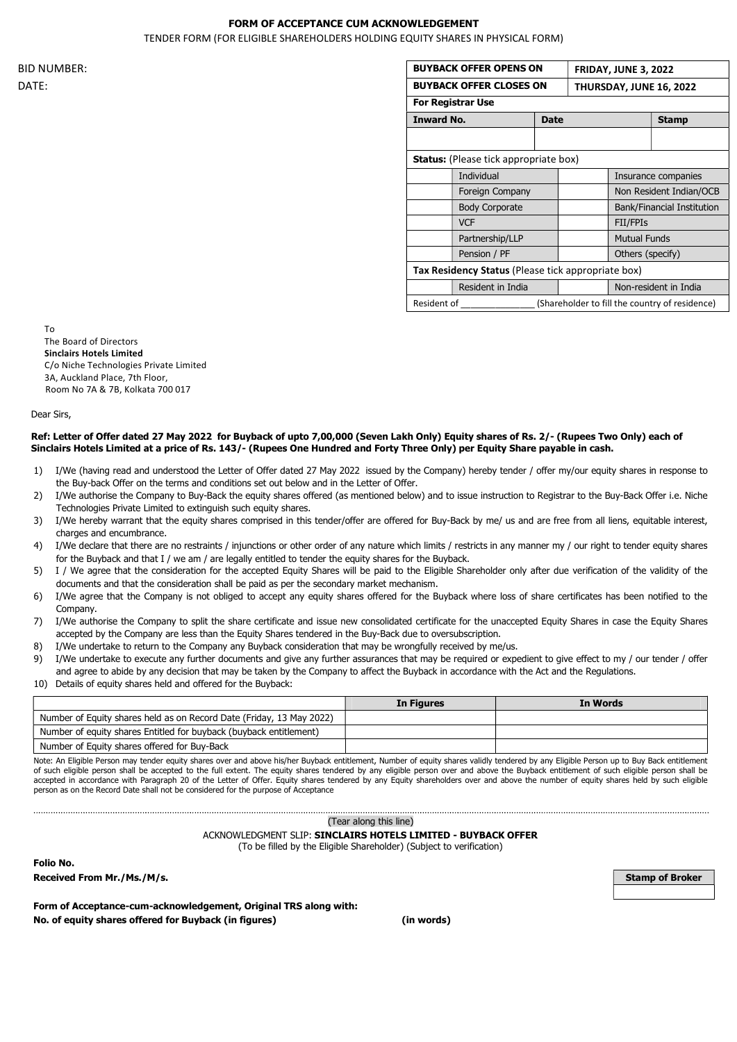# FORM OF ACCEPTANCE CUM ACKNOWLEDGEMENT

TENDER FORM (FOR ELIGIBLE SHAREHOLDERS HOLDING EQUITY SHARES IN PHYSICAL FORM)

BID NUMBER:

DATE:

| BUYBACK OFFER OPENS ON | | | FRIDAY, JUNE 3, 2022 | |
|---|---|---|---|---|
| BUYBACK OFFER CLOSES ON | | | THURSDAY, JUNE 16, 2022 | |
| **For Registrar Use** | | | | |
| **Inward No.** | | **Date** | | **Stamp** |
| | | | | |
| **Status:** (Please tick appropriate box) | | | | |
| | Individual | | Insurance companies | |
| | Foreign Company | | Non Resident Indian/OCB | |
| | Body Corporate | | Bank/Financial Institution | |
| | VCF | | FII/FPIs | |
| | Partnership/LLP | | Mutual Funds | |
| | Pension / PF | | Others (specify) | |
| **Tax Residency Status** (Please tick appropriate box) | | | | |
| | Resident in India | | Non-resident in India | |
| Resident of ______________ (Shareholder to fill the country of residence) | | | | |

To

The Board of Directors

**Sinclairs Hotels Limited**

C/o Niche Technologies Private Limited

3A, Auckland Place, 7th Floor,

Room No 7A & 7B, Kolkata 700 017

Dear Sirs,

**Ref: Letter of Offer dated 27 May 2022 for Buyback of upto 7,00,000 (Seven Lakh Only) Equity shares of Rs. 2/- (Rupees Two Only) each of Sinclairs Hotels Limited at a price of Rs. 143/- (Rupees One Hundred and Forty Three Only) per Equity Share payable in cash.**

1) I/We (having read and understood the Letter of Offer dated 27 May 2022 issued by the Company) hereby tender / offer my/our equity shares in response to the Buy-back Offer on the terms and conditions set out below and in the Letter of Offer.
2) I/We authorise the Company to Buy-Back the equity shares offered (as mentioned below) and to issue instruction to Registrar to the Buy-Back Offer i.e. Niche Technologies Private Limited to extinguish such equity shares.
3) I/We hereby warrant that the equity shares comprised in this tender/offer are offered for Buy-Back by me/ us and are free from all liens, equitable interest, charges and encumbrance.
4) I/We declare that there are no restraints / injunctions or other order of any nature which limits / restricts in any manner my / our right to tender equity shares for the Buyback and that I / we am / are legally entitled to tender the equity shares for the Buyback.
5) I / We agree that the consideration for the accepted Equity Shares will be paid to the Eligible Shareholder only after due verification of the validity of the documents and that the consideration shall be paid as per the secondary market mechanism.
6) I/We agree that the Company is not obliged to accept any equity shares offered for the Buyback where loss of share certificates has been notified to the Company.
7) I/We authorise the Company to split the share certificate and issue new consolidated certificate for the unaccepted Equity Shares in case the Equity Shares accepted by the Company are less than the Equity Shares tendered in the Buy-Back due to oversubscription.
8) I/We undertake to return to the Company any Buyback consideration that may be wrongfully received by me/us.
9) I/We undertake to execute any further documents and give any further assurances that may be required or expedient to give effect to my / our tender / offer and agree to abide by any decision that may be taken by the Company to affect the Buyback in accordance with the Act and the Regulations.
10) Details of equity shares held and offered for the Buyback:

| | In Figures | In Words |
|---|---|---|
| Number of Equity shares held as on Record Date (Friday, 13 May 2022) | | |
| Number of equity shares Entitled for buyback (buyback entitlement) | | |
| Number of Equity shares offered for Buy-Back | | |

Note: An Eligible Person may tender equity shares over and above his/her Buyback entitlement, Number of equity shares validly tendered by any Eligible Person up to Buy Back entitlement of such eligible person shall be accepted to the full extent. The equity shares tendered by any eligible person over and above the Buyback entitlement of such eligible person shall be accepted in accordance with Paragraph 20 of the Letter of Offer. Equity shares tendered by any Equity shareholders over and above the number of equity shares held by such eligible person as on the Record Date shall not be considered for the purpose of Acceptance

(Tear along this line)

ACKNOWLEDGMENT SLIP: **SINCLAIRS HOTELS LIMITED - BUYBACK OFFER**

(To be filled by the Eligible Shareholder) (Subject to verification)

**Folio No.**

**Received From Mr./Ms./M/s.**

| Stamp of Broker |
|---|
| |

**Form of Acceptance-cum-acknowledgement, Original TRS along with:**

**No. of equity shares offered for Buyback (in figures)** **(in words)**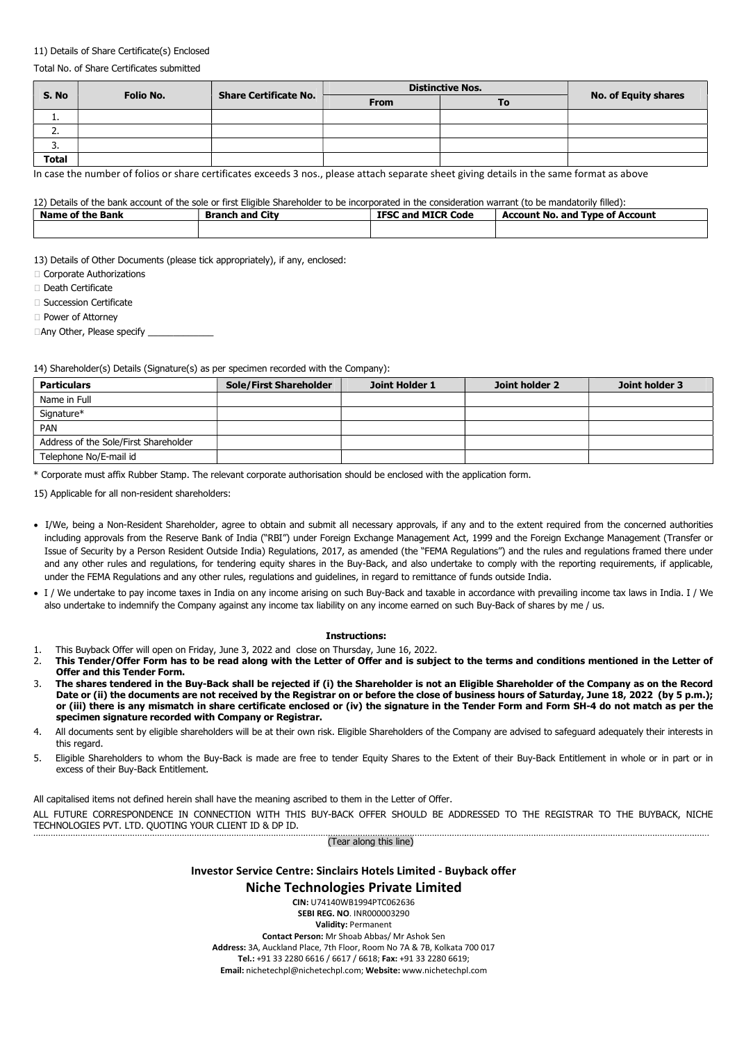11) Details of Share Certificate(s) Enclosed

Total No. of Share Certificates submitted

| S. No | Folio No. | Share Certificate No. | Distinctive Nos. | | No. of Equity shares |
|---|---|---|---|---|---|
| | | | From | To | |
| 1. | | | | | |
| 2. | | | | | |
| 3. | | | | | |
| Total | | | | | |

In case the number of folios or share certificates exceeds 3 nos., please attach separate sheet giving details in the same format as above

12) Details of the bank account of the sole or first Eligible Shareholder to be incorporated in the consideration warrant (to be mandatorily filled):

| Name of the Bank | Branch and City | IFSC and MICR Code | Account No. and Type of Account |
|---|---|---|---|
| | | | |

13) Details of Other Documents (please tick appropriately), if any, enclosed:

☐ Corporate Authorizations

☐ Death Certificate

☐ Succession Certificate

☐ Power of Attorney

☐Any Other, Please specify \_\_\_\_\_\_\_\_\_\_\_\_\_

14) Shareholder(s) Details (Signature(s) as per specimen recorded with the Company):

| Particulars | Sole/First Shareholder | Joint Holder 1 | Joint holder 2 | Joint holder 3 |
|---|---|---|---|---|
| Name in Full | | | | |
| Signature* | | | | |
| PAN | | | | |
| Address of the Sole/First Shareholder | | | | |
| Telephone No/E-mail id | | | | |

\* Corporate must affix Rubber Stamp. The relevant corporate authorisation should be enclosed with the application form.

15) Applicable for all non-resident shareholders:

- I/We, being a Non-Resident Shareholder, agree to obtain and submit all necessary approvals, if any and to the extent required from the concerned authorities including approvals from the Reserve Bank of India ("RBI") under Foreign Exchange Management Act, 1999 and the Foreign Exchange Management (Transfer or Issue of Security by a Person Resident Outside India) Regulations, 2017, as amended (the "FEMA Regulations") and the rules and regulations framed there under and any other rules and regulations, for tendering equity shares in the Buy-Back, and also undertake to comply with the reporting requirements, if applicable, under the FEMA Regulations and any other rules, regulations and guidelines, in regard to remittance of funds outside India.
- I / We undertake to pay income taxes in India on any income arising on such Buy-Back and taxable in accordance with prevailing income tax laws in India. I / We also undertake to indemnify the Company against any income tax liability on any income earned on such Buy-Back of shares by me / us.

**Instructions:**

1. This Buyback Offer will open on Friday, June 3, 2022 and close on Thursday, June 16, 2022.
2. **This Tender/Offer Form has to be read along with the Letter of Offer and is subject to the terms and conditions mentioned in the Letter of Offer and this Tender Form.**
3. **The shares tendered in the Buy-Back shall be rejected if (i) the Shareholder is not an Eligible Shareholder of the Company as on the Record Date or (ii) the documents are not received by the Registrar on or before the close of business hours of Saturday, June 18, 2022 (by 5 p.m.); or (iii) there is any mismatch in share certificate enclosed or (iv) the signature in the Tender Form and Form SH-4 do not match as per the specimen signature recorded with Company or Registrar.**
4. All documents sent by eligible shareholders will be at their own risk. Eligible Shareholders of the Company are advised to safeguard adequately their interests in this regard.
5. Eligible Shareholders to whom the Buy-Back is made are free to tender Equity Shares to the Extent of their Buy-Back Entitlement in whole or in part or in excess of their Buy-Back Entitlement.

All capitalised items not defined herein shall have the meaning ascribed to them in the Letter of Offer.

ALL FUTURE CORRESPONDENCE IN CONNECTION WITH THIS BUY-BACK OFFER SHOULD BE ADDRESSED TO THE REGISTRAR TO THE BUYBACK, NICHE TECHNOLOGIES PVT. LTD. QUOTING YOUR CLIENT ID & DP ID.

(Tear along this line)

**Investor Service Centre: Sinclairs Hotels Limited - Buyback offer**

## Niche Technologies Private Limited

**CIN:** U74140WB1994PTC062636

**SEBI REG. NO**. INR000003290

**Validity:** Permanent

**Contact Person:** Mr Shoab Abbas/ Mr Ashok Sen

**Address:** 3A, Auckland Place, 7th Floor, Room No 7A & 7B, Kolkata 700 017

**Tel.:** +91 33 2280 6616 / 6617 / 6618; **Fax:** +91 33 2280 6619;

**Email:** nichetechpl@nichetechpl.com; **Website:** www.nichetechpl.com